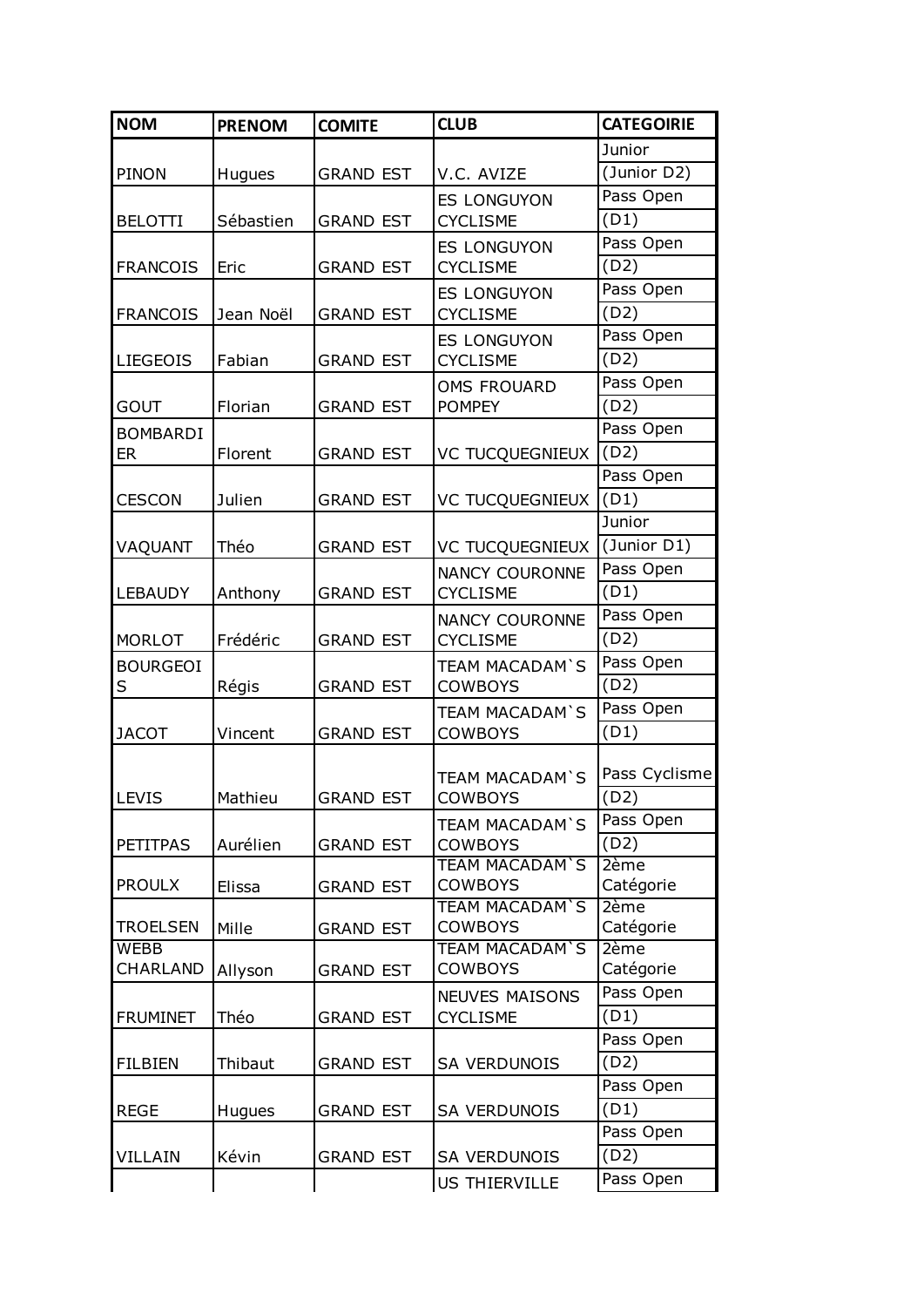| NOM | PRENOM | COMITE | CLUB | CATEGOIRIE |
|---|---|---|---|---|
| PINON | Hugues | GRAND EST | V.C. AVIZE | Junior (Junior D2) |
| BELOTTI | Sébastien | GRAND EST | ES LONGUYON CYCLISME | Pass Open (D1) |
| FRANCOIS | Eric | GRAND EST | ES LONGUYON CYCLISME | Pass Open (D2) |
| FRANCOIS | Jean Noël | GRAND EST | ES LONGUYON CYCLISME | Pass Open (D2) |
| LIEGEOIS | Fabian | GRAND EST | ES LONGUYON CYCLISME | Pass Open (D2) |
| GOUT | Florian | GRAND EST | OMS FROUARD POMPEY | Pass Open (D2) |
| BOMBARDIER | Florent | GRAND EST | VC TUCQUEGNIEUX | Pass Open (D2) |
| CESCON | Julien | GRAND EST | VC TUCQUEGNIEUX | Pass Open (D1) |
| VAQUANT | Théo | GRAND EST | VC TUCQUEGNIEUX | Junior (Junior D1) |
| LEBAUDY | Anthony | GRAND EST | NANCY COURONNE CYCLISME | Pass Open (D1) |
| MORLOT | Frédéric | GRAND EST | NANCY COURONNE CYCLISME | Pass Open (D2) |
| BOURGEOIS | Régis | GRAND EST | TEAM MACADAM`S COWBOYS | Pass Open (D2) |
| JACOT | Vincent | GRAND EST | TEAM MACADAM`S COWBOYS | Pass Open (D1) |
| LEVIS | Mathieu | GRAND EST | TEAM MACADAM`S COWBOYS | Pass Cyclisme (D2) |
| PETITPAS | Aurélien | GRAND EST | TEAM MACADAM`S COWBOYS | Pass Open (D2) |
| PROULX | Elissa | GRAND EST | TEAM MACADAM`S COWBOYS | 2ème Catégorie |
| TROELSEN | Mille | GRAND EST | TEAM MACADAM`S COWBOYS | 2ème Catégorie |
| WEBB CHARLAND | Allyson | GRAND EST | TEAM MACADAM`S COWBOYS | 2ème Catégorie |
| FRUMINET | Théo | GRAND EST | NEUVES MAISONS CYCLISME | Pass Open (D1) |
| FILBIEN | Thibaut | GRAND EST | SA VERDUNOIS | Pass Open (D2) |
| REGE | Hugues | GRAND EST | SA VERDUNOIS | Pass Open (D1) |
| VILLAIN | Kévin | GRAND EST | SA VERDUNOIS | Pass Open (D2) |
| | | | US THIERVILLE | Pass Open |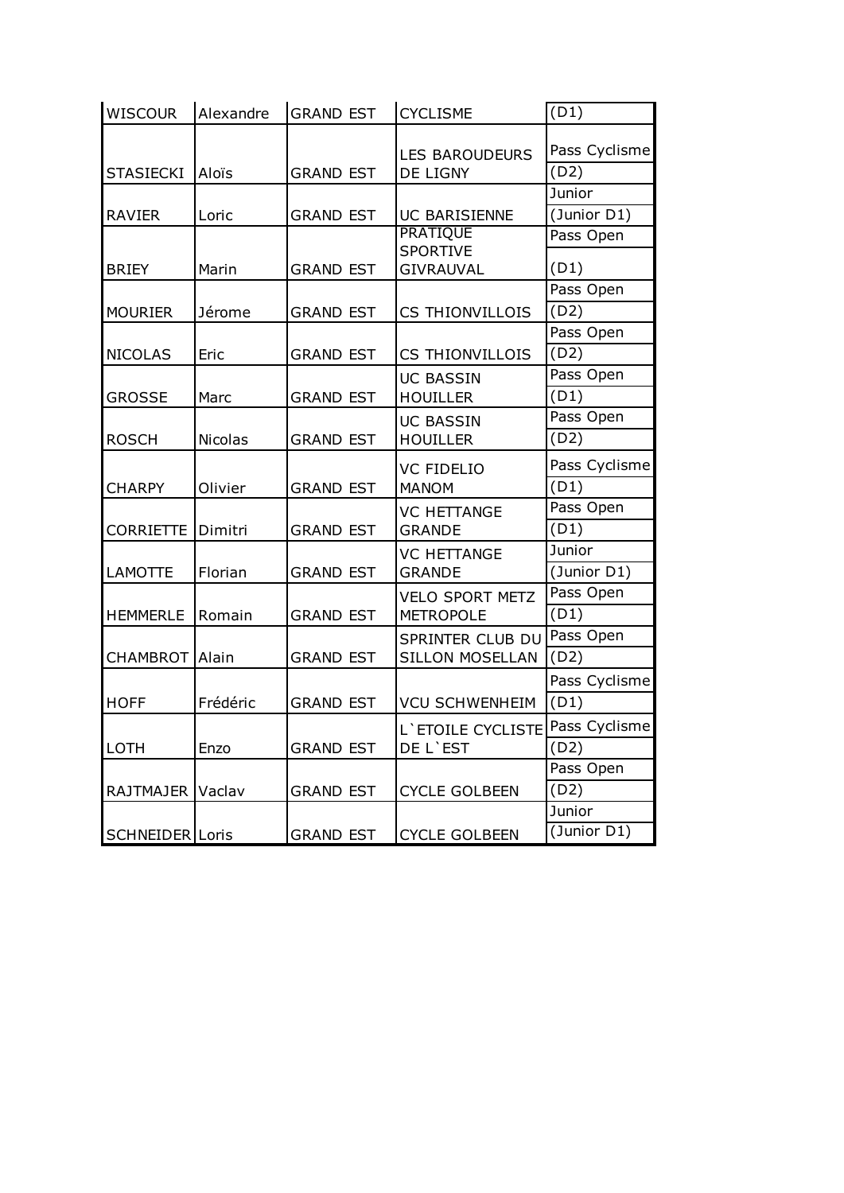| | | | | |
|---|---|---|---|---|
| WISCOUR | Alexandre | GRAND EST | CYCLISME | (D1) |
| STASIECKI | Aloïs | GRAND EST | LES BAROUDEURS DE LIGNY | Pass Cyclisme (D2) |
| RAVIER | Loric | GRAND EST | UC BARISIENNE | Junior (Junior D1) |
| BRIEY | Marin | GRAND EST | PRATIQUE SPORTIVE GIVRAUVAL | Pass Open (D1) |
| MOURIER | Jérome | GRAND EST | CS THIONVILLOIS | Pass Open (D2) |
| NICOLAS | Eric | GRAND EST | CS THIONVILLOIS | Pass Open (D2) |
| GROSSE | Marc | GRAND EST | UC BASSIN HOUILLER | Pass Open (D1) |
| ROSCH | Nicolas | GRAND EST | UC BASSIN HOUILLER | Pass Open (D2) |
| CHARPY | Olivier | GRAND EST | VC FIDELIO MANOM | Pass Cyclisme (D1) |
| CORRIETTE | Dimitri | GRAND EST | VC HETTANGE GRANDE | Pass Open (D1) |
| LAMOTTE | Florian | GRAND EST | VC HETTANGE GRANDE | Junior (Junior D1) |
| HEMMERLE | Romain | GRAND EST | VELO SPORT METZ METROPOLE | Pass Open (D1) |
| CHAMBROT | Alain | GRAND EST | SPRINTER CLUB DU SILLON MOSELLAN | Pass Open (D2) |
| HOFF | Frédéric | GRAND EST | VCU SCHWENHEIM | Pass Cyclisme (D1) |
| LOTH | Enzo | GRAND EST | L`ETOILE CYCLISTE DE L`EST | Pass Cyclisme (D2) |
| RAJTMAJER | Vaclav | GRAND EST | CYCLE GOLBEEN | Pass Open (D2) |
| SCHNEIDER | Loris | GRAND EST | CYCLE GOLBEEN | Junior (Junior D1) |